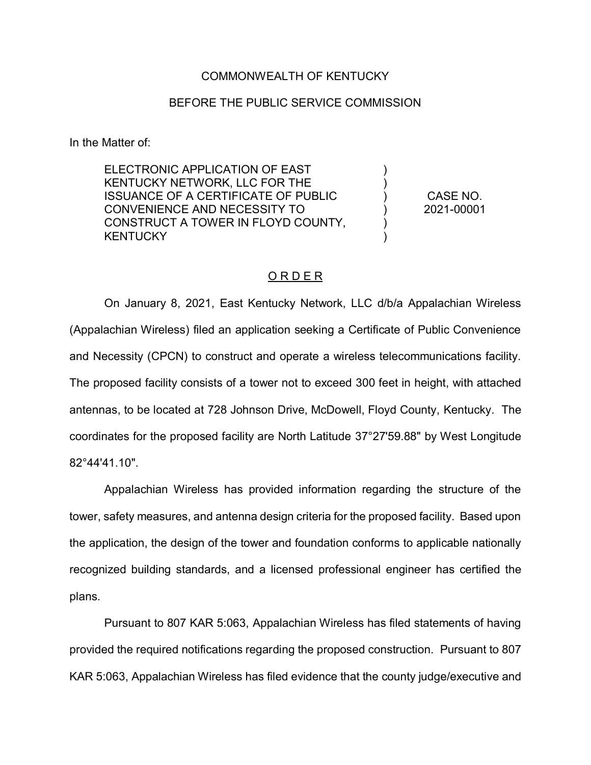COMMONWEALTH OF KENTUCKY

BEFORE THE PUBLIC SERVICE COMMISSION

In the Matter of:

| | | |
|---|---|---|
| ELECTRONIC APPLICATION OF EAST KENTUCKY NETWORK, LLC FOR THE ISSUANCE OF A CERTIFICATE OF PUBLIC CONVENIENCE AND NECESSITY TO CONSTRUCT A TOWER IN FLOYD COUNTY, KENTUCKY | ) ) ) ) ) ) | CASE NO. 2021-00001 |

<u>O R D E R</u>

On January 8, 2021, East Kentucky Network, LLC d/b/a Appalachian Wireless (Appalachian Wireless) filed an application seeking a Certificate of Public Convenience and Necessity (CPCN) to construct and operate a wireless telecommunications facility. The proposed facility consists of a tower not to exceed 300 feet in height, with attached antennas, to be located at 728 Johnson Drive, McDowell, Floyd County, Kentucky. The coordinates for the proposed facility are North Latitude 37°27'59.88" by West Longitude 82°44'41.10".

Appalachian Wireless has provided information regarding the structure of the tower, safety measures, and antenna design criteria for the proposed facility. Based upon the application, the design of the tower and foundation conforms to applicable nationally recognized building standards, and a licensed professional engineer has certified the plans.

Pursuant to 807 KAR 5:063, Appalachian Wireless has filed statements of having provided the required notifications regarding the proposed construction. Pursuant to 807 KAR 5:063, Appalachian Wireless has filed evidence that the county judge/executive and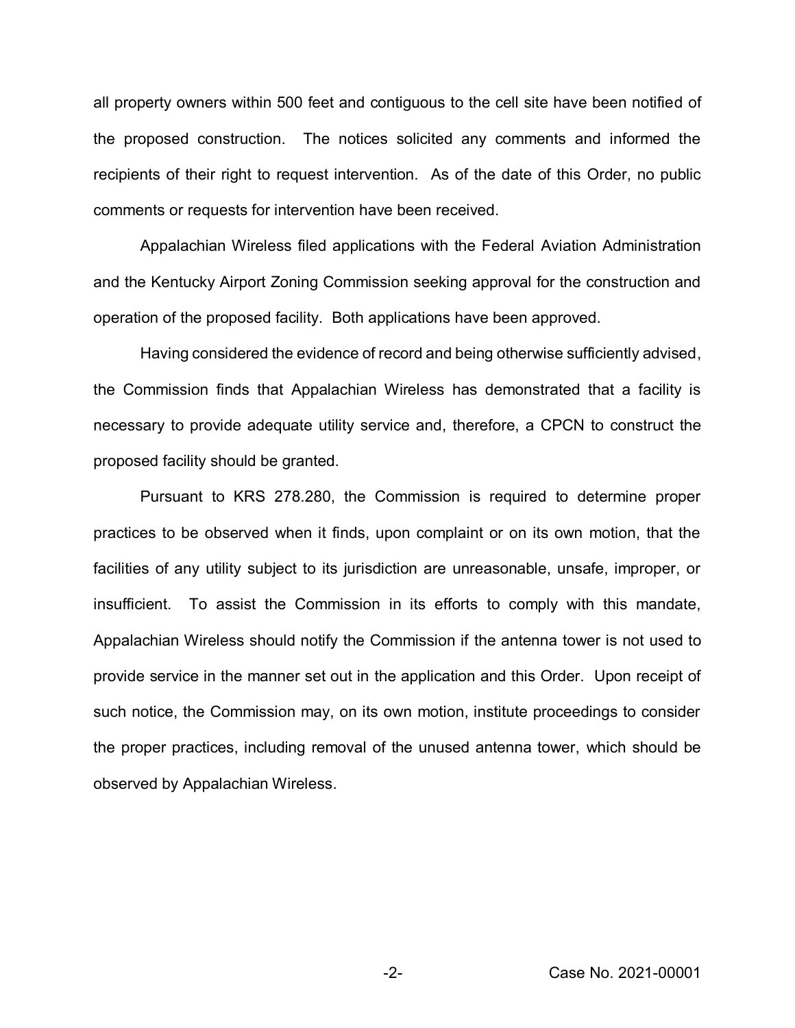all property owners within 500 feet and contiguous to the cell site have been notified of the proposed construction. The notices solicited any comments and informed the recipients of their right to request intervention. As of the date of this Order, no public comments or requests for intervention have been received.

Appalachian Wireless filed applications with the Federal Aviation Administration and the Kentucky Airport Zoning Commission seeking approval for the construction and operation of the proposed facility. Both applications have been approved.

Having considered the evidence of record and being otherwise sufficiently advised, the Commission finds that Appalachian Wireless has demonstrated that a facility is necessary to provide adequate utility service and, therefore, a CPCN to construct the proposed facility should be granted.

Pursuant to KRS 278.280, the Commission is required to determine proper practices to be observed when it finds, upon complaint or on its own motion, that the facilities of any utility subject to its jurisdiction are unreasonable, unsafe, improper, or insufficient. To assist the Commission in its efforts to comply with this mandate, Appalachian Wireless should notify the Commission if the antenna tower is not used to provide service in the manner set out in the application and this Order. Upon receipt of such notice, the Commission may, on its own motion, institute proceedings to consider the proper practices, including removal of the unused antenna tower, which should be observed by Appalachian Wireless.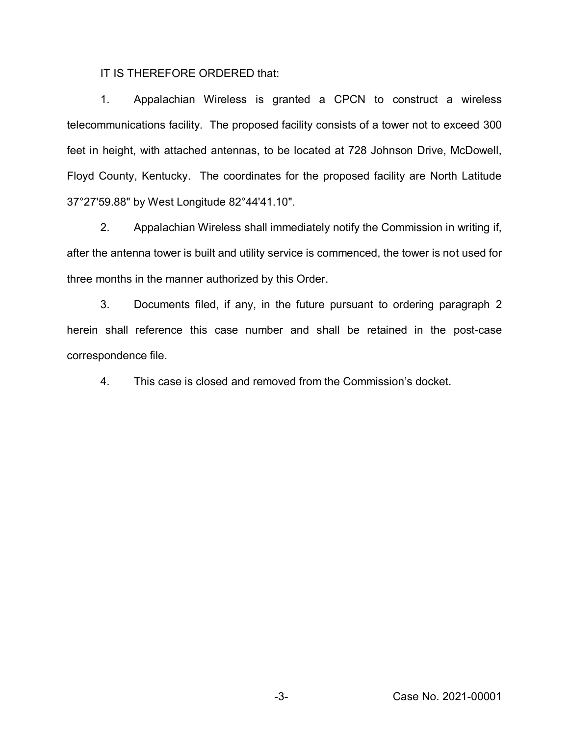IT IS THEREFORE ORDERED that:

1. Appalachian Wireless is granted a CPCN to construct a wireless telecommunications facility. The proposed facility consists of a tower not to exceed 300 feet in height, with attached antennas, to be located at 728 Johnson Drive, McDowell, Floyd County, Kentucky. The coordinates for the proposed facility are North Latitude 37°27'59.88" by West Longitude 82°44'41.10".

2. Appalachian Wireless shall immediately notify the Commission in writing if, after the antenna tower is built and utility service is commenced, the tower is not used for three months in the manner authorized by this Order.

3. Documents filed, if any, in the future pursuant to ordering paragraph 2 herein shall reference this case number and shall be retained in the post-case correspondence file.

4. This case is closed and removed from the Commission's docket.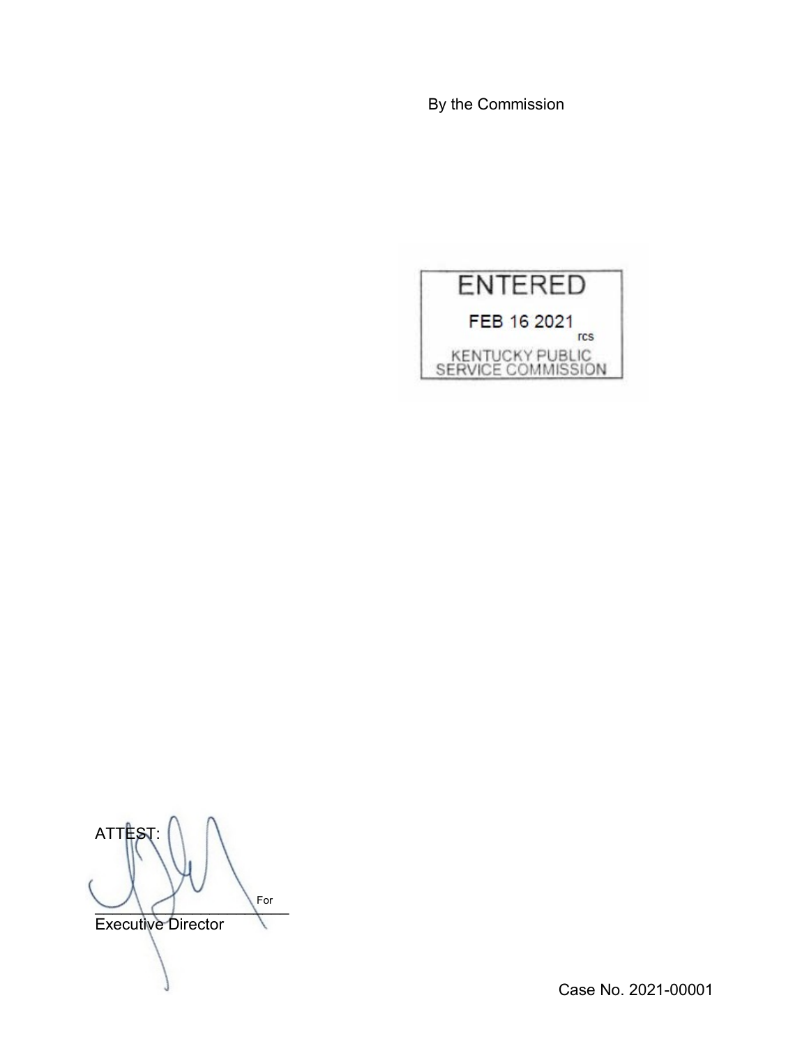By the Commission

ENTERED

FEB 16 2021

rcs

KENTUCKY PUBLIC SERVICE COMMISSION

ATTEST:

For

Executive Director

Case No. 2021-00001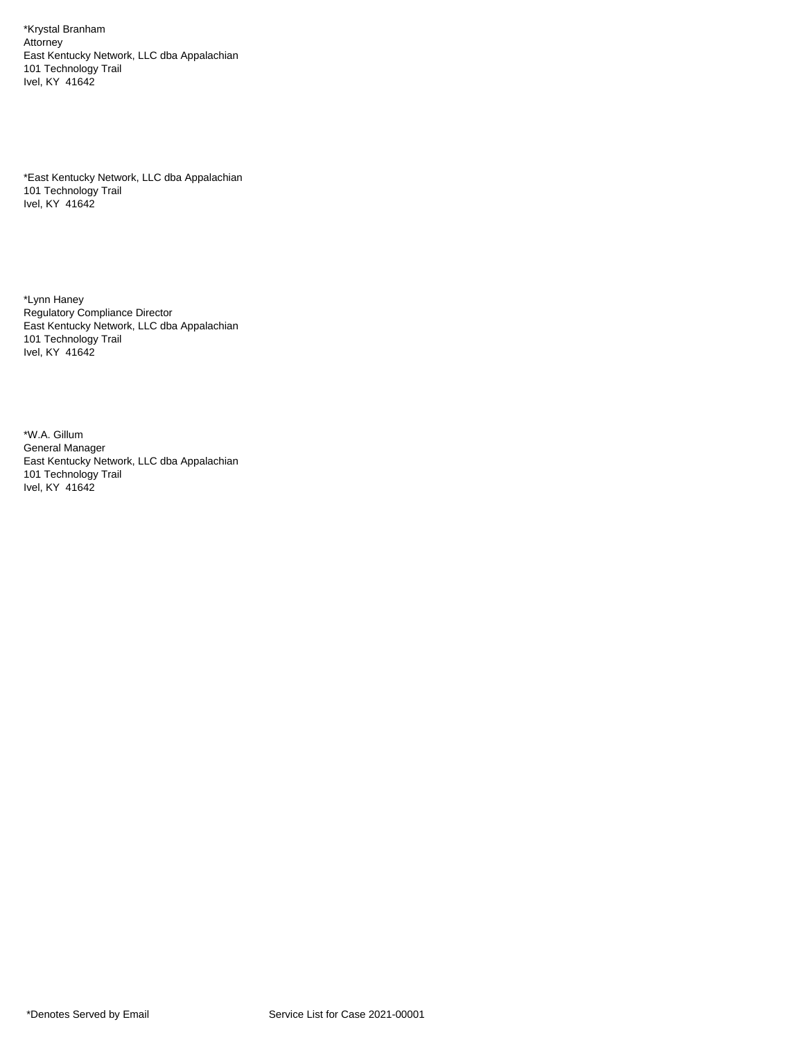*Krystal Branham
Attorney
East Kentucky Network, LLC dba Appalachian
101 Technology Trail
Ivel, KY 41642

*East Kentucky Network, LLC dba Appalachian
101 Technology Trail
Ivel, KY 41642

*Lynn Haney
Regulatory Compliance Director
East Kentucky Network, LLC dba Appalachian
101 Technology Trail
Ivel, KY 41642

*W.A. Gillum
General Manager
East Kentucky Network, LLC dba Appalachian
101 Technology Trail
Ivel, KY 41642

*Denotes Served by Email

Service List for Case 2021-00001